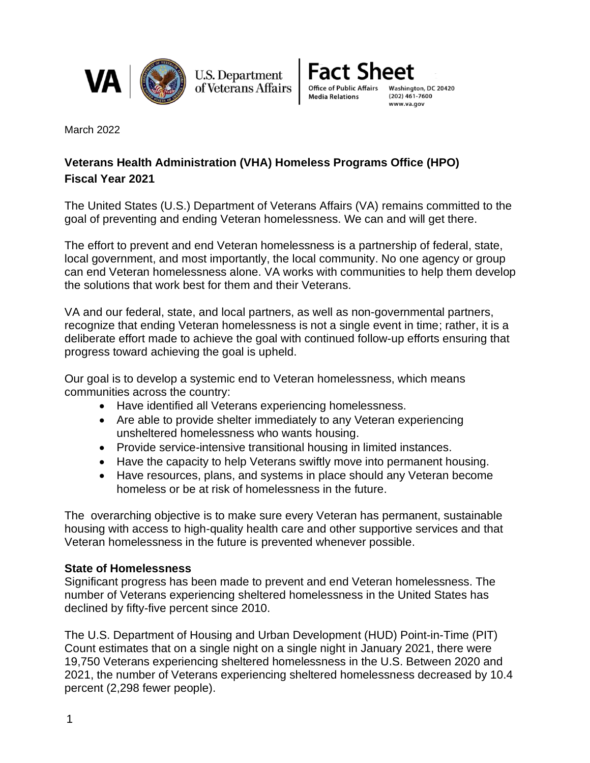VA | U.S. Department of Veterans Affairs

**Fact Sheet**

Office of Public Affairs
Media Relations

Washington, DC 20420
(202) 461-7600
www.va.gov

March 2022

## Veterans Health Administration (VHA) Homeless Programs Office (HPO)
## Fiscal Year 2021

The United States (U.S.) Department of Veterans Affairs (VA) remains committed to the goal of preventing and ending Veteran homelessness. We can and will get there.

The effort to prevent and end Veteran homelessness is a partnership of federal, state, local government, and most importantly, the local community. No one agency or group can end Veteran homelessness alone. VA works with communities to help them develop the solutions that work best for them and their Veterans.

VA and our federal, state, and local partners, as well as non-governmental partners, recognize that ending Veteran homelessness is not a single event in time; rather, it is a deliberate effort made to achieve the goal with continued follow-up efforts ensuring that progress toward achieving the goal is upheld.

Our goal is to develop a systemic end to Veteran homelessness, which means communities across the country:

- Have identified all Veterans experiencing homelessness.
- Are able to provide shelter immediately to any Veteran experiencing unsheltered homelessness who wants housing.
- Provide service-intensive transitional housing in limited instances.
- Have the capacity to help Veterans swiftly move into permanent housing.
- Have resources, plans, and systems in place should any Veteran become homeless or be at risk of homelessness in the future.

The overarching objective is to make sure every Veteran has permanent, sustainable housing with access to high-quality health care and other supportive services and that Veteran homelessness in the future is prevented whenever possible.

**State of Homelessness**

Significant progress has been made to prevent and end Veteran homelessness. The number of Veterans experiencing sheltered homelessness in the United States has declined by fifty-five percent since 2010.

The U.S. Department of Housing and Urban Development (HUD) Point-in-Time (PIT) Count estimates that on a single night on a single night in January 2021, there were 19,750 Veterans experiencing sheltered homelessness in the U.S. Between 2020 and 2021, the number of Veterans experiencing sheltered homelessness decreased by 10.4 percent (2,298 fewer people).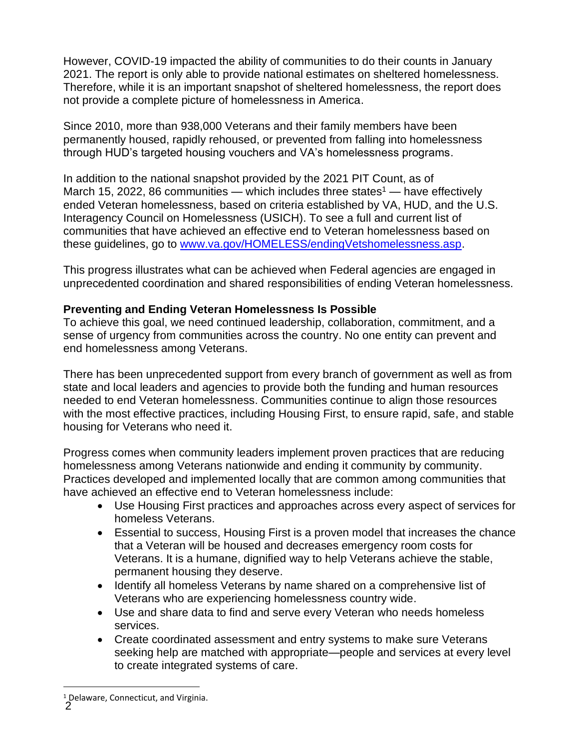However, COVID-19 impacted the ability of communities to do their counts in January 2021. The report is only able to provide national estimates on sheltered homelessness. Therefore, while it is an important snapshot of sheltered homelessness, the report does not provide a complete picture of homelessness in America.

Since 2010, more than 938,000 Veterans and their family members have been permanently housed, rapidly rehoused, or prevented from falling into homelessness through HUD's targeted housing vouchers and VA's homelessness programs.

In addition to the national snapshot provided by the 2021 PIT Count, as of March 15, 2022, 86 communities — which includes three states[1] — have effectively ended Veteran homelessness, based on criteria established by VA, HUD, and the U.S. Interagency Council on Homelessness (USICH). To see a full and current list of communities that have achieved an effective end to Veteran homelessness based on these guidelines, go to [www.va.gov/HOMELESS/endingVetshomelessness.asp](www.va.gov/HOMELESS/endingVetshomelessness.asp).

This progress illustrates what can be achieved when Federal agencies are engaged in unprecedented coordination and shared responsibilities of ending Veteran homelessness.

**Preventing and Ending Veteran Homelessness Is Possible**

To achieve this goal, we need continued leadership, collaboration, commitment, and a sense of urgency from communities across the country. No one entity can prevent and end homelessness among Veterans.

There has been unprecedented support from every branch of government as well as from state and local leaders and agencies to provide both the funding and human resources needed to end Veteran homelessness. Communities continue to align those resources with the most effective practices, including Housing First, to ensure rapid, safe, and stable housing for Veterans who need it.

Progress comes when community leaders implement proven practices that are reducing homelessness among Veterans nationwide and ending it community by community. Practices developed and implemented locally that are common among communities that have achieved an effective end to Veteran homelessness include:

- Use Housing First practices and approaches across every aspect of services for homeless Veterans.
- Essential to success, Housing First is a proven model that increases the chance that a Veteran will be housed and decreases emergency room costs for Veterans. It is a humane, dignified way to help Veterans achieve the stable, permanent housing they deserve.
- Identify all homeless Veterans by name shared on a comprehensive list of Veterans who are experiencing homelessness country wide.
- Use and share data to find and serve every Veteran who needs homeless services.
- Create coordinated assessment and entry systems to make sure Veterans seeking help are matched with appropriate—people and services at every level to create integrated systems of care.

[1] Delaware, Connecticut, and Virginia.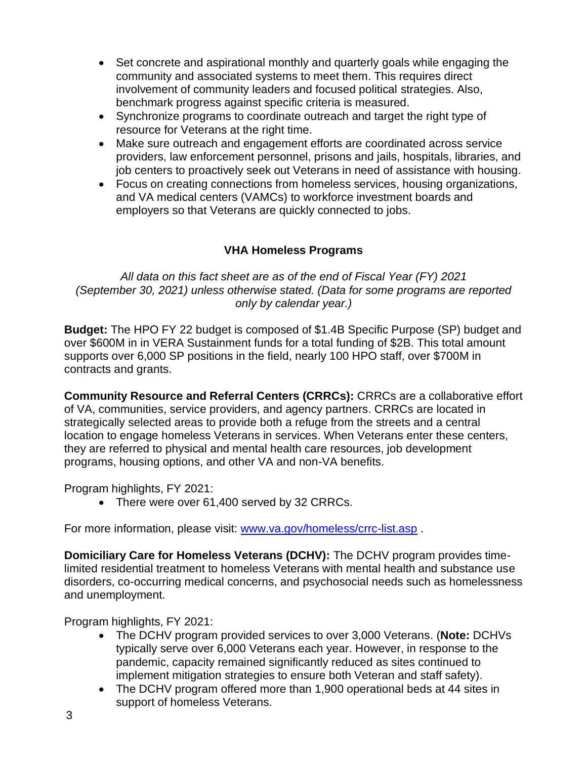- Set concrete and aspirational monthly and quarterly goals while engaging the community and associated systems to meet them. This requires direct involvement of community leaders and focused political strategies. Also, benchmark progress against specific criteria is measured.
- Synchronize programs to coordinate outreach and target the right type of resource for Veterans at the right time.
- Make sure outreach and engagement efforts are coordinated across service providers, law enforcement personnel, prisons and jails, hospitals, libraries, and job centers to proactively seek out Veterans in need of assistance with housing.
- Focus on creating connections from homeless services, housing organizations, and VA medical centers (VAMCs) to workforce investment boards and employers so that Veterans are quickly connected to jobs.

## VHA Homeless Programs

*All data on this fact sheet are as of the end of Fiscal Year (FY) 2021 (September 30, 2021) unless otherwise stated. (Data for some programs are reported only by calendar year.)*

**Budget:** The HPO FY 22 budget is composed of $1.4B Specific Purpose (SP) budget and over $600M in in VERA Sustainment funds for a total funding of $2B. This total amount supports over 6,000 SP positions in the field, nearly 100 HPO staff, over $700M in contracts and grants.

**Community Resource and Referral Centers (CRRCs):** CRRCs are a collaborative effort of VA, communities, service providers, and agency partners. CRRCs are located in strategically selected areas to provide both a refuge from the streets and a central location to engage homeless Veterans in services. When Veterans enter these centers, they are referred to physical and mental health care resources, job development programs, housing options, and other VA and non-VA benefits.

Program highlights, FY 2021:

- There were over 61,400 served by 32 CRRCs.

For more information, please visit: [www.va.gov/homeless/crrc-list.asp](www.va.gov/homeless/crrc-list.asp) .

**Domiciliary Care for Homeless Veterans (DCHV):** The DCHV program provides time-limited residential treatment to homeless Veterans with mental health and substance use disorders, co-occurring medical concerns, and psychosocial needs such as homelessness and unemployment.

Program highlights, FY 2021:

- The DCHV program provided services to over 3,000 Veterans. (**Note:** DCHVs typically serve over 6,000 Veterans each year. However, in response to the pandemic, capacity remained significantly reduced as sites continued to implement mitigation strategies to ensure both Veteran and staff safety).
- The DCHV program offered more than 1,900 operational beds at 44 sites in support of homeless Veterans.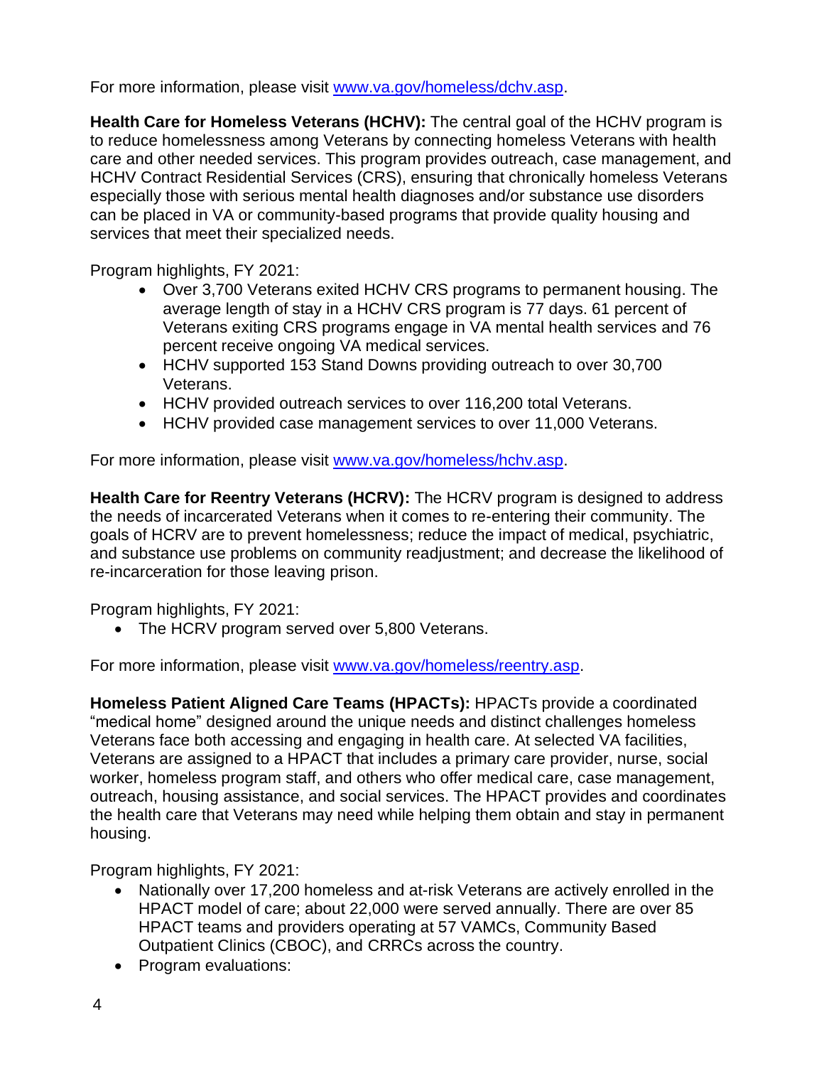For more information, please visit [www.va.gov/homeless/dchv.asp](www.va.gov/homeless/dchv.asp).

**Health Care for Homeless Veterans (HCHV):** The central goal of the HCHV program is to reduce homelessness among Veterans by connecting homeless Veterans with health care and other needed services. This program provides outreach, case management, and HCHV Contract Residential Services (CRS), ensuring that chronically homeless Veterans especially those with serious mental health diagnoses and/or substance use disorders can be placed in VA or community-based programs that provide quality housing and services that meet their specialized needs.

Program highlights, FY 2021:

- Over 3,700 Veterans exited HCHV CRS programs to permanent housing. The average length of stay in a HCHV CRS program is 77 days. 61 percent of Veterans exiting CRS programs engage in VA mental health services and 76 percent receive ongoing VA medical services.
- HCHV supported 153 Stand Downs providing outreach to over 30,700 Veterans.
- HCHV provided outreach services to over 116,200 total Veterans.
- HCHV provided case management services to over 11,000 Veterans.

For more information, please visit [www.va.gov/homeless/hchv.asp](www.va.gov/homeless/hchv.asp).

**Health Care for Reentry Veterans (HCRV):** The HCRV program is designed to address the needs of incarcerated Veterans when it comes to re-entering their community. The goals of HCRV are to prevent homelessness; reduce the impact of medical, psychiatric, and substance use problems on community readjustment; and decrease the likelihood of re-incarceration for those leaving prison.

Program highlights, FY 2021:

- The HCRV program served over 5,800 Veterans.

For more information, please visit [www.va.gov/homeless/reentry.asp](www.va.gov/homeless/reentry.asp).

**Homeless Patient Aligned Care Teams (HPACTs):** HPACTs provide a coordinated "medical home" designed around the unique needs and distinct challenges homeless Veterans face both accessing and engaging in health care. At selected VA facilities, Veterans are assigned to a HPACT that includes a primary care provider, nurse, social worker, homeless program staff, and others who offer medical care, case management, outreach, housing assistance, and social services. The HPACT provides and coordinates the health care that Veterans may need while helping them obtain and stay in permanent housing.

Program highlights, FY 2021:

- Nationally over 17,200 homeless and at-risk Veterans are actively enrolled in the HPACT model of care; about 22,000 were served annually. There are over 85 HPACT teams and providers operating at 57 VAMCs, Community Based Outpatient Clinics (CBOC), and CRRCs across the country.
- Program evaluations: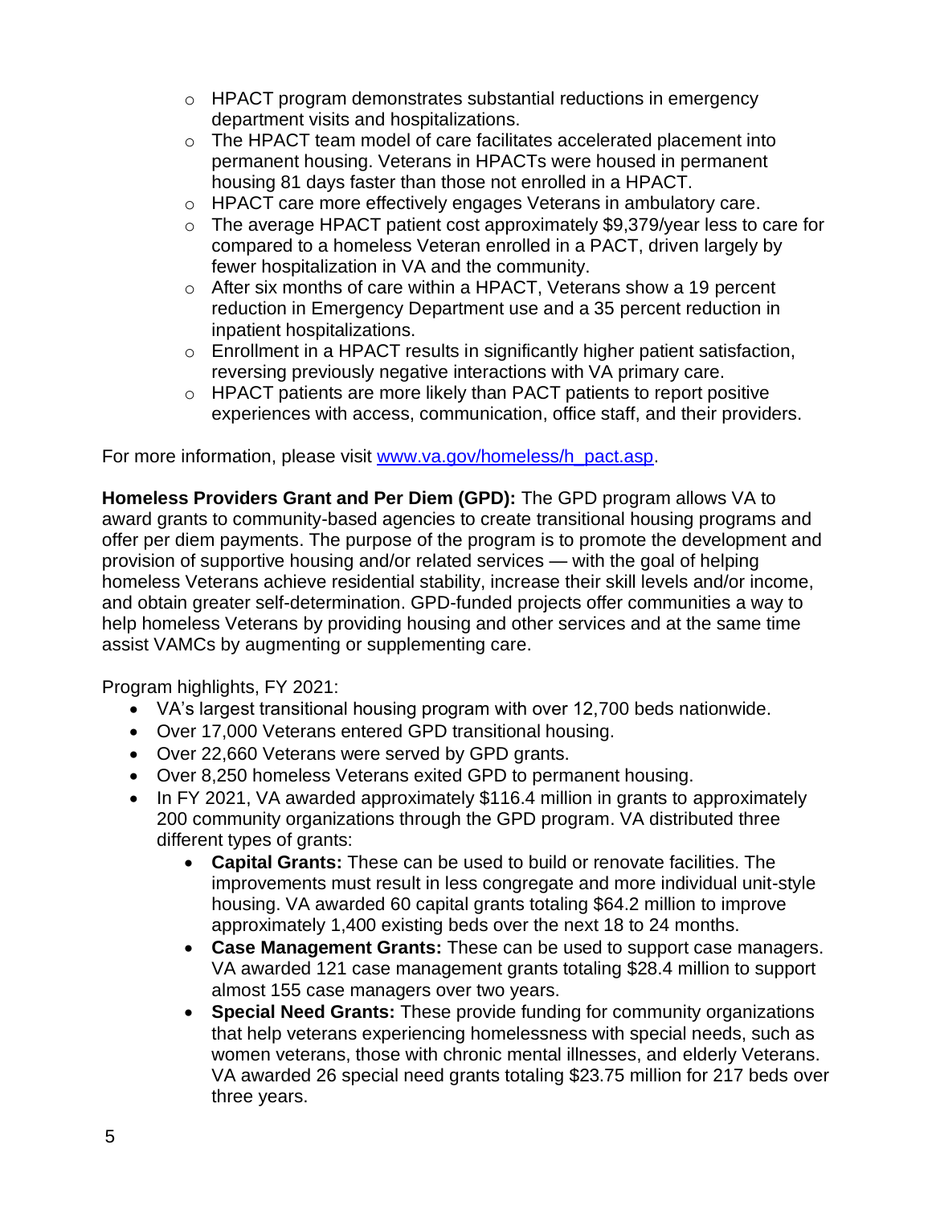- HPACT program demonstrates substantial reductions in emergency department visits and hospitalizations.
- The HPACT team model of care facilitates accelerated placement into permanent housing. Veterans in HPACTs were housed in permanent housing 81 days faster than those not enrolled in a HPACT.
- HPACT care more effectively engages Veterans in ambulatory care.
- The average HPACT patient cost approximately $9,379/year less to care for compared to a homeless Veteran enrolled in a PACT, driven largely by fewer hospitalization in VA and the community.
- After six months of care within a HPACT, Veterans show a 19 percent reduction in Emergency Department use and a 35 percent reduction in inpatient hospitalizations.
- Enrollment in a HPACT results in significantly higher patient satisfaction, reversing previously negative interactions with VA primary care.
- HPACT patients are more likely than PACT patients to report positive experiences with access, communication, office staff, and their providers.

For more information, please visit [www.va.gov/homeless/h_pact.asp](www.va.gov/homeless/h_pact.asp).

**Homeless Providers Grant and Per Diem (GPD):** The GPD program allows VA to award grants to community-based agencies to create transitional housing programs and offer per diem payments. The purpose of the program is to promote the development and provision of supportive housing and/or related services — with the goal of helping homeless Veterans achieve residential stability, increase their skill levels and/or income, and obtain greater self-determination. GPD-funded projects offer communities a way to help homeless Veterans by providing housing and other services and at the same time assist VAMCs by augmenting or supplementing care.

Program highlights, FY 2021:

- VA's largest transitional housing program with over 12,700 beds nationwide.
- Over 17,000 Veterans entered GPD transitional housing.
- Over 22,660 Veterans were served by GPD grants.
- Over 8,250 homeless Veterans exited GPD to permanent housing.
- In FY 2021, VA awarded approximately $116.4 million in grants to approximately 200 community organizations through the GPD program. VA distributed three different types of grants:
    - **Capital Grants:** These can be used to build or renovate facilities. The improvements must result in less congregate and more individual unit-style housing. VA awarded 60 capital grants totaling $64.2 million to improve approximately 1,400 existing beds over the next 18 to 24 months.
    - **Case Management Grants:** These can be used to support case managers. VA awarded 121 case management grants totaling $28.4 million to support almost 155 case managers over two years.
    - **Special Need Grants:** These provide funding for community organizations that help veterans experiencing homelessness with special needs, such as women veterans, those with chronic mental illnesses, and elderly Veterans. VA awarded 26 special need grants totaling $23.75 million for 217 beds over three years.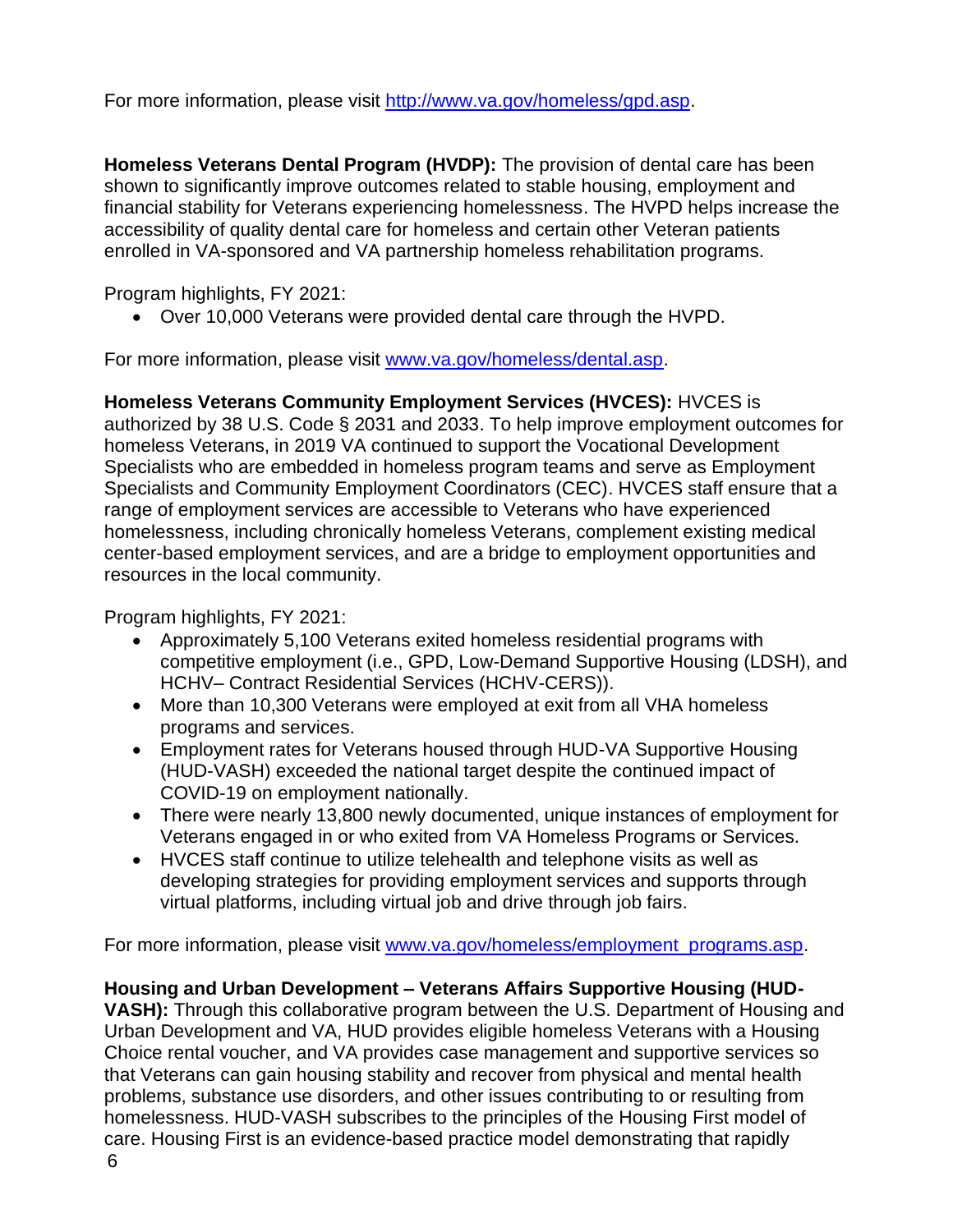For more information, please visit http://www.va.gov/homeless/gpd.asp.

**Homeless Veterans Dental Program (HVDP):** The provision of dental care has been shown to significantly improve outcomes related to stable housing, employment and financial stability for Veterans experiencing homelessness. The HVPD helps increase the accessibility of quality dental care for homeless and certain other Veteran patients enrolled in VA-sponsored and VA partnership homeless rehabilitation programs.

Program highlights, FY 2021:

- Over 10,000 Veterans were provided dental care through the HVPD.

For more information, please visit www.va.gov/homeless/dental.asp.

**Homeless Veterans Community Employment Services (HVCES):** HVCES is authorized by 38 U.S. Code § 2031 and 2033. To help improve employment outcomes for homeless Veterans, in 2019 VA continued to support the Vocational Development Specialists who are embedded in homeless program teams and serve as Employment Specialists and Community Employment Coordinators (CEC). HVCES staff ensure that a range of employment services are accessible to Veterans who have experienced homelessness, including chronically homeless Veterans, complement existing medical center-based employment services, and are a bridge to employment opportunities and resources in the local community.

Program highlights, FY 2021:

- Approximately 5,100 Veterans exited homeless residential programs with competitive employment (i.e., GPD, Low-Demand Supportive Housing (LDSH), and HCHV– Contract Residential Services (HCHV-CERS)).
- More than 10,300 Veterans were employed at exit from all VHA homeless programs and services.
- Employment rates for Veterans housed through HUD-VA Supportive Housing (HUD-VASH) exceeded the national target despite the continued impact of COVID-19 on employment nationally.
- There were nearly 13,800 newly documented, unique instances of employment for Veterans engaged in or who exited from VA Homeless Programs or Services.
- HVCES staff continue to utilize telehealth and telephone visits as well as developing strategies for providing employment services and supports through virtual platforms, including virtual job and drive through job fairs.

For more information, please visit www.va.gov/homeless/employment_programs.asp.

**Housing and Urban Development – Veterans Affairs Supportive Housing (HUD-VASH):** Through this collaborative program between the U.S. Department of Housing and Urban Development and VA, HUD provides eligible homeless Veterans with a Housing Choice rental voucher, and VA provides case management and supportive services so that Veterans can gain housing stability and recover from physical and mental health problems, substance use disorders, and other issues contributing to or resulting from homelessness. HUD-VASH subscribes to the principles of the Housing First model of care. Housing First is an evidence-based practice model demonstrating that rapidly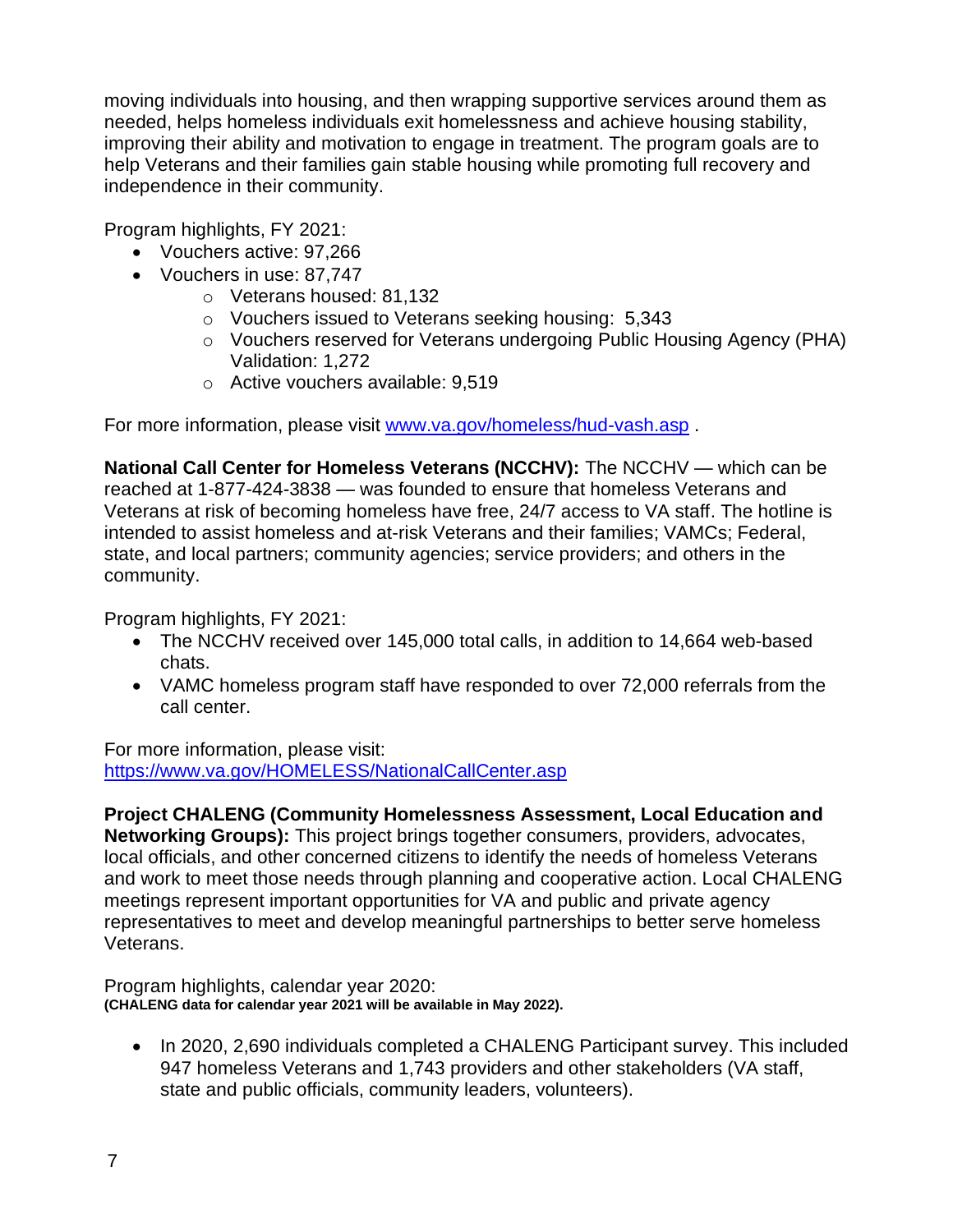moving individuals into housing, and then wrapping supportive services around them as needed, helps homeless individuals exit homelessness and achieve housing stability, improving their ability and motivation to engage in treatment. The program goals are to help Veterans and their families gain stable housing while promoting full recovery and independence in their community.

Program highlights, FY 2021:

- Vouchers active: 97,266
- Vouchers in use: 87,747
  - Veterans housed: 81,132
  - Vouchers issued to Veterans seeking housing: 5,343
  - Vouchers reserved for Veterans undergoing Public Housing Agency (PHA) Validation: 1,272
  - Active vouchers available: 9,519

For more information, please visit [www.va.gov/homeless/hud-vash.asp](www.va.gov/homeless/hud-vash.asp) .

**National Call Center for Homeless Veterans (NCCHV):** The NCCHV — which can be reached at 1-877-424-3838 — was founded to ensure that homeless Veterans and Veterans at risk of becoming homeless have free, 24/7 access to VA staff. The hotline is intended to assist homeless and at-risk Veterans and their families; VAMCs; Federal, state, and local partners; community agencies; service providers; and others in the community.

Program highlights, FY 2021:

- The NCCHV received over 145,000 total calls, in addition to 14,664 web-based chats.
- VAMC homeless program staff have responded to over 72,000 referrals from the call center.

For more information, please visit:
[https://www.va.gov/HOMELESS/NationalCallCenter.asp](https://www.va.gov/HOMELESS/NationalCallCenter.asp)

**Project CHALENG (Community Homelessness Assessment, Local Education and Networking Groups):** This project brings together consumers, providers, advocates, local officials, and other concerned citizens to identify the needs of homeless Veterans and work to meet those needs through planning and cooperative action. Local CHALENG meetings represent important opportunities for VA and public and private agency representatives to meet and develop meaningful partnerships to better serve homeless Veterans.

Program highlights, calendar year 2020:
**(CHALENG data for calendar year 2021 will be available in May 2022).**

- In 2020, 2,690 individuals completed a CHALENG Participant survey. This included 947 homeless Veterans and 1,743 providers and other stakeholders (VA staff, state and public officials, community leaders, volunteers).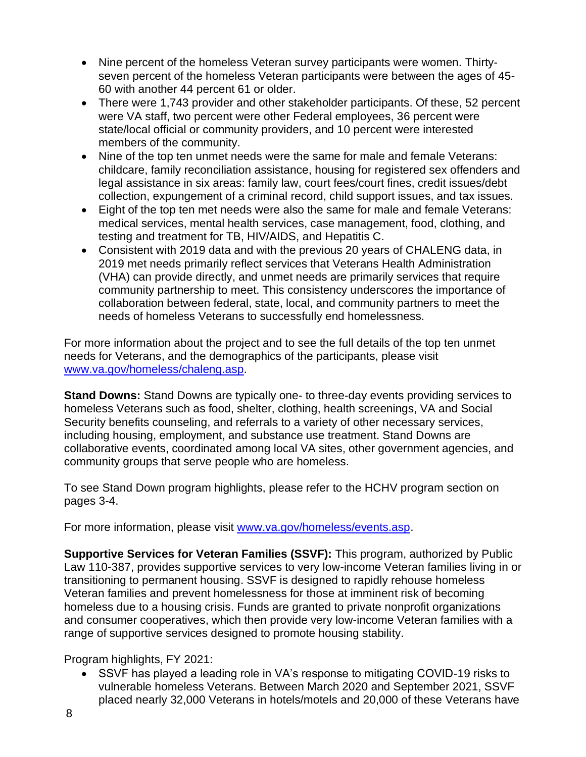- Nine percent of the homeless Veteran survey participants were women. Thirty-seven percent of the homeless Veteran participants were between the ages of 45-60 with another 44 percent 61 or older.
- There were 1,743 provider and other stakeholder participants. Of these, 52 percent were VA staff, two percent were other Federal employees, 36 percent were state/local official or community providers, and 10 percent were interested members of the community.
- Nine of the top ten unmet needs were the same for male and female Veterans: childcare, family reconciliation assistance, housing for registered sex offenders and legal assistance in six areas: family law, court fees/court fines, credit issues/debt collection, expungement of a criminal record, child support issues, and tax issues.
- Eight of the top ten met needs were also the same for male and female Veterans: medical services, mental health services, case management, food, clothing, and testing and treatment for TB, HIV/AIDS, and Hepatitis C.
- Consistent with 2019 data and with the previous 20 years of CHALENG data, in 2019 met needs primarily reflect services that Veterans Health Administration (VHA) can provide directly, and unmet needs are primarily services that require community partnership to meet. This consistency underscores the importance of collaboration between federal, state, local, and community partners to meet the needs of homeless Veterans to successfully end homelessness.

For more information about the project and to see the full details of the top ten unmet needs for Veterans, and the demographics of the participants, please visit [www.va.gov/homeless/chaleng.asp](www.va.gov/homeless/chaleng.asp).

**Stand Downs:** Stand Downs are typically one- to three-day events providing services to homeless Veterans such as food, shelter, clothing, health screenings, VA and Social Security benefits counseling, and referrals to a variety of other necessary services, including housing, employment, and substance use treatment. Stand Downs are collaborative events, coordinated among local VA sites, other government agencies, and community groups that serve people who are homeless.

To see Stand Down program highlights, please refer to the HCHV program section on pages 3-4.

For more information, please visit [www.va.gov/homeless/events.asp](www.va.gov/homeless/events.asp).

**Supportive Services for Veteran Families (SSVF):** This program, authorized by Public Law 110-387, provides supportive services to very low-income Veteran families living in or transitioning to permanent housing. SSVF is designed to rapidly rehouse homeless Veteran families and prevent homelessness for those at imminent risk of becoming homeless due to a housing crisis. Funds are granted to private nonprofit organizations and consumer cooperatives, which then provide very low-income Veteran families with a range of supportive services designed to promote housing stability.

Program highlights, FY 2021:

- SSVF has played a leading role in VA's response to mitigating COVID-19 risks to vulnerable homeless Veterans. Between March 2020 and September 2021, SSVF placed nearly 32,000 Veterans in hotels/motels and 20,000 of these Veterans have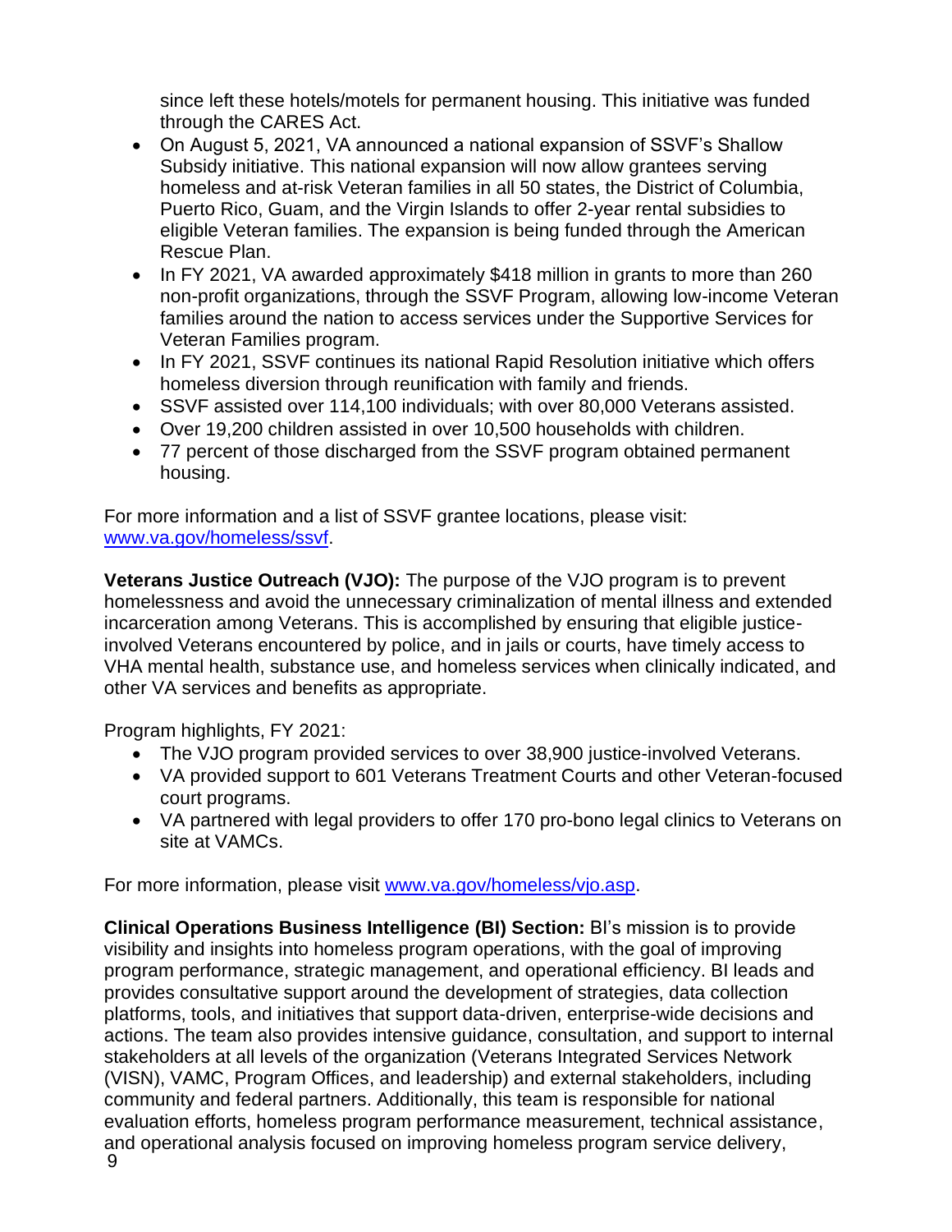since left these hotels/motels for permanent housing. This initiative was funded through the CARES Act.

- On August 5, 2021, VA announced a national expansion of SSVF's Shallow Subsidy initiative. This national expansion will now allow grantees serving homeless and at-risk Veteran families in all 50 states, the District of Columbia, Puerto Rico, Guam, and the Virgin Islands to offer 2-year rental subsidies to eligible Veteran families. The expansion is being funded through the American Rescue Plan.
- In FY 2021, VA awarded approximately $418 million in grants to more than 260 non-profit organizations, through the SSVF Program, allowing low-income Veteran families around the nation to access services under the Supportive Services for Veteran Families program.
- In FY 2021, SSVF continues its national Rapid Resolution initiative which offers homeless diversion through reunification with family and friends.
- SSVF assisted over 114,100 individuals; with over 80,000 Veterans assisted.
- Over 19,200 children assisted in over 10,500 households with children.
- 77 percent of those discharged from the SSVF program obtained permanent housing.

For more information and a list of SSVF grantee locations, please visit: [www.va.gov/homeless/ssvf](www.va.gov/homeless/ssvf).

**Veterans Justice Outreach (VJO):** The purpose of the VJO program is to prevent homelessness and avoid the unnecessary criminalization of mental illness and extended incarceration among Veterans. This is accomplished by ensuring that eligible justice-involved Veterans encountered by police, and in jails or courts, have timely access to VHA mental health, substance use, and homeless services when clinically indicated, and other VA services and benefits as appropriate.

Program highlights, FY 2021:

- The VJO program provided services to over 38,900 justice-involved Veterans.
- VA provided support to 601 Veterans Treatment Courts and other Veteran-focused court programs.
- VA partnered with legal providers to offer 170 pro-bono legal clinics to Veterans on site at VAMCs.

For more information, please visit [www.va.gov/homeless/vjo.asp](www.va.gov/homeless/vjo.asp).

**Clinical Operations Business Intelligence (BI) Section:** BI's mission is to provide visibility and insights into homeless program operations, with the goal of improving program performance, strategic management, and operational efficiency. BI leads and provides consultative support around the development of strategies, data collection platforms, tools, and initiatives that support data-driven, enterprise-wide decisions and actions. The team also provides intensive guidance, consultation, and support to internal stakeholders at all levels of the organization (Veterans Integrated Services Network (VISN), VAMC, Program Offices, and leadership) and external stakeholders, including community and federal partners. Additionally, this team is responsible for national evaluation efforts, homeless program performance measurement, technical assistance, and operational analysis focused on improving homeless program service delivery,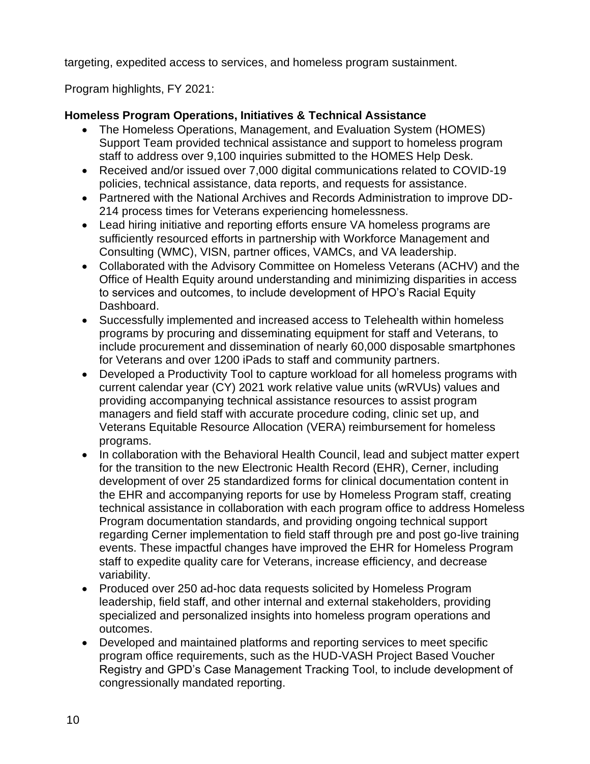targeting, expedited access to services, and homeless program sustainment.

Program highlights, FY 2021:

**Homeless Program Operations, Initiatives & Technical Assistance**

- The Homeless Operations, Management, and Evaluation System (HOMES) Support Team provided technical assistance and support to homeless program staff to address over 9,100 inquiries submitted to the HOMES Help Desk.
- Received and/or issued over 7,000 digital communications related to COVID-19 policies, technical assistance, data reports, and requests for assistance.
- Partnered with the National Archives and Records Administration to improve DD-214 process times for Veterans experiencing homelessness.
- Lead hiring initiative and reporting efforts ensure VA homeless programs are sufficiently resourced efforts in partnership with Workforce Management and Consulting (WMC), VISN, partner offices, VAMCs, and VA leadership.
- Collaborated with the Advisory Committee on Homeless Veterans (ACHV) and the Office of Health Equity around understanding and minimizing disparities in access to services and outcomes, to include development of HPO's Racial Equity Dashboard.
- Successfully implemented and increased access to Telehealth within homeless programs by procuring and disseminating equipment for staff and Veterans, to include procurement and dissemination of nearly 60,000 disposable smartphones for Veterans and over 1200 iPads to staff and community partners.
- Developed a Productivity Tool to capture workload for all homeless programs with current calendar year (CY) 2021 work relative value units (wRVUs) values and providing accompanying technical assistance resources to assist program managers and field staff with accurate procedure coding, clinic set up, and Veterans Equitable Resource Allocation (VERA) reimbursement for homeless programs.
- In collaboration with the Behavioral Health Council, lead and subject matter expert for the transition to the new Electronic Health Record (EHR), Cerner, including development of over 25 standardized forms for clinical documentation content in the EHR and accompanying reports for use by Homeless Program staff, creating technical assistance in collaboration with each program office to address Homeless Program documentation standards, and providing ongoing technical support regarding Cerner implementation to field staff through pre and post go-live training events. These impactful changes have improved the EHR for Homeless Program staff to expedite quality care for Veterans, increase efficiency, and decrease variability.
- Produced over 250 ad-hoc data requests solicited by Homeless Program leadership, field staff, and other internal and external stakeholders, providing specialized and personalized insights into homeless program operations and outcomes.
- Developed and maintained platforms and reporting services to meet specific program office requirements, such as the HUD-VASH Project Based Voucher Registry and GPD's Case Management Tracking Tool, to include development of congressionally mandated reporting.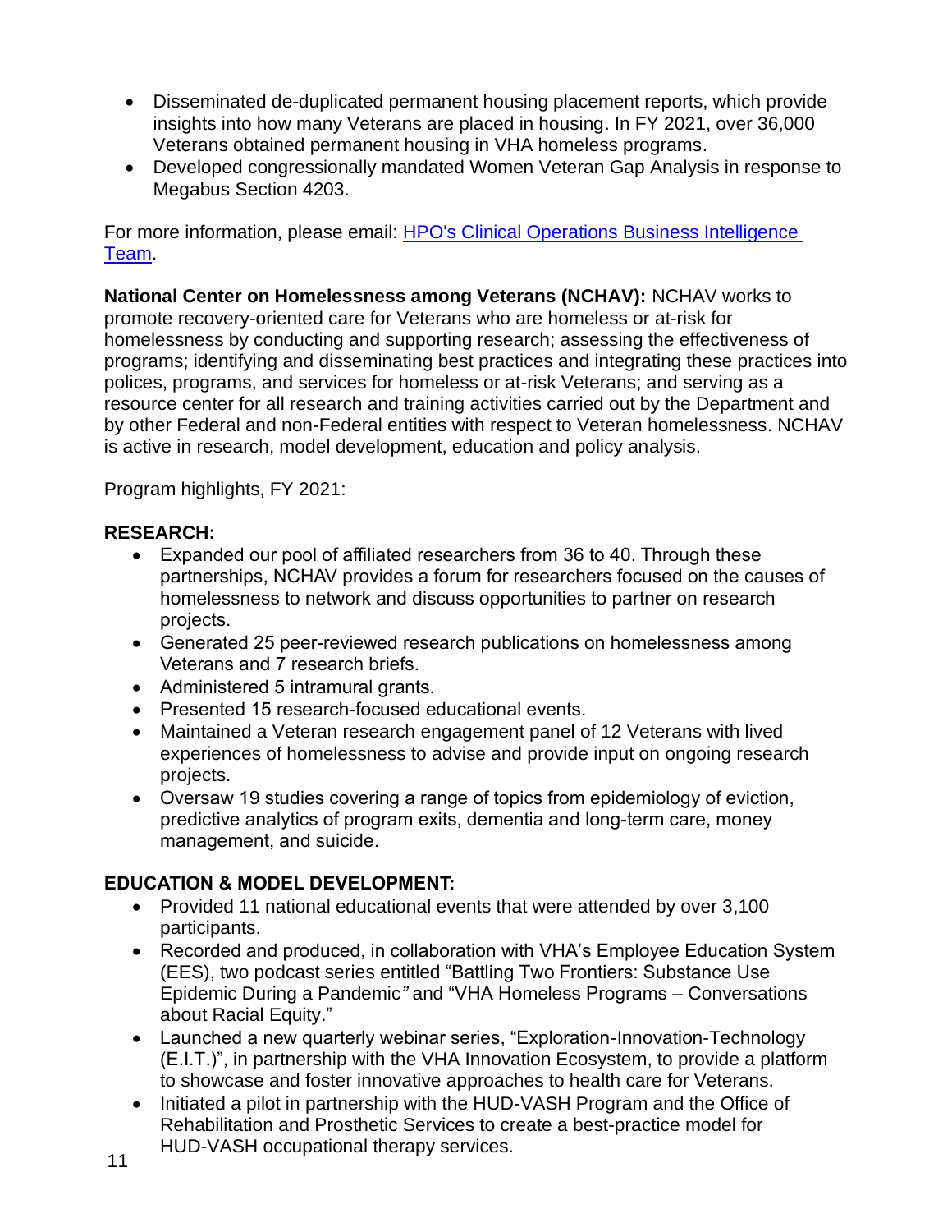- Disseminated de-duplicated permanent housing placement reports, which provide insights into how many Veterans are placed in housing. In FY 2021, over 36,000 Veterans obtained permanent housing in VHA homeless programs.
- Developed congressionally mandated Women Veteran Gap Analysis in response to Megabus Section 4203.

For more information, please email: [HPO's Clinical Operations Business Intelligence Team](#).

**National Center on Homelessness among Veterans (NCHAV):** NCHAV works to promote recovery-oriented care for Veterans who are homeless or at-risk for homelessness by conducting and supporting research; assessing the effectiveness of programs; identifying and disseminating best practices and integrating these practices into polices, programs, and services for homeless or at-risk Veterans; and serving as a resource center for all research and training activities carried out by the Department and by other Federal and non-Federal entities with respect to Veteran homelessness. NCHAV is active in research, model development, education and policy analysis.

Program highlights, FY 2021:

**RESEARCH:**

- Expanded our pool of affiliated researchers from 36 to 40. Through these partnerships, NCHAV provides a forum for researchers focused on the causes of homelessness to network and discuss opportunities to partner on research projects.
- Generated 25 peer-reviewed research publications on homelessness among Veterans and 7 research briefs.
- Administered 5 intramural grants.
- Presented 15 research-focused educational events.
- Maintained a Veteran research engagement panel of 12 Veterans with lived experiences of homelessness to advise and provide input on ongoing research projects.
- Oversaw 19 studies covering a range of topics from epidemiology of eviction, predictive analytics of program exits, dementia and long-term care, money management, and suicide.

**EDUCATION & MODEL DEVELOPMENT:**

- Provided 11 national educational events that were attended by over 3,100 participants.
- Recorded and produced, in collaboration with VHA's Employee Education System (EES), two podcast series entitled "Battling Two Frontiers: Substance Use Epidemic During a Pandemic*"* and "VHA Homeless Programs – Conversations about Racial Equity."
- Launched a new quarterly webinar series, "Exploration-Innovation-Technology (E.I.T.)", in partnership with the VHA Innovation Ecosystem, to provide a platform to showcase and foster innovative approaches to health care for Veterans.
- Initiated a pilot in partnership with the HUD-VASH Program and the Office of Rehabilitation and Prosthetic Services to create a best-practice model for HUD-VASH occupational therapy services.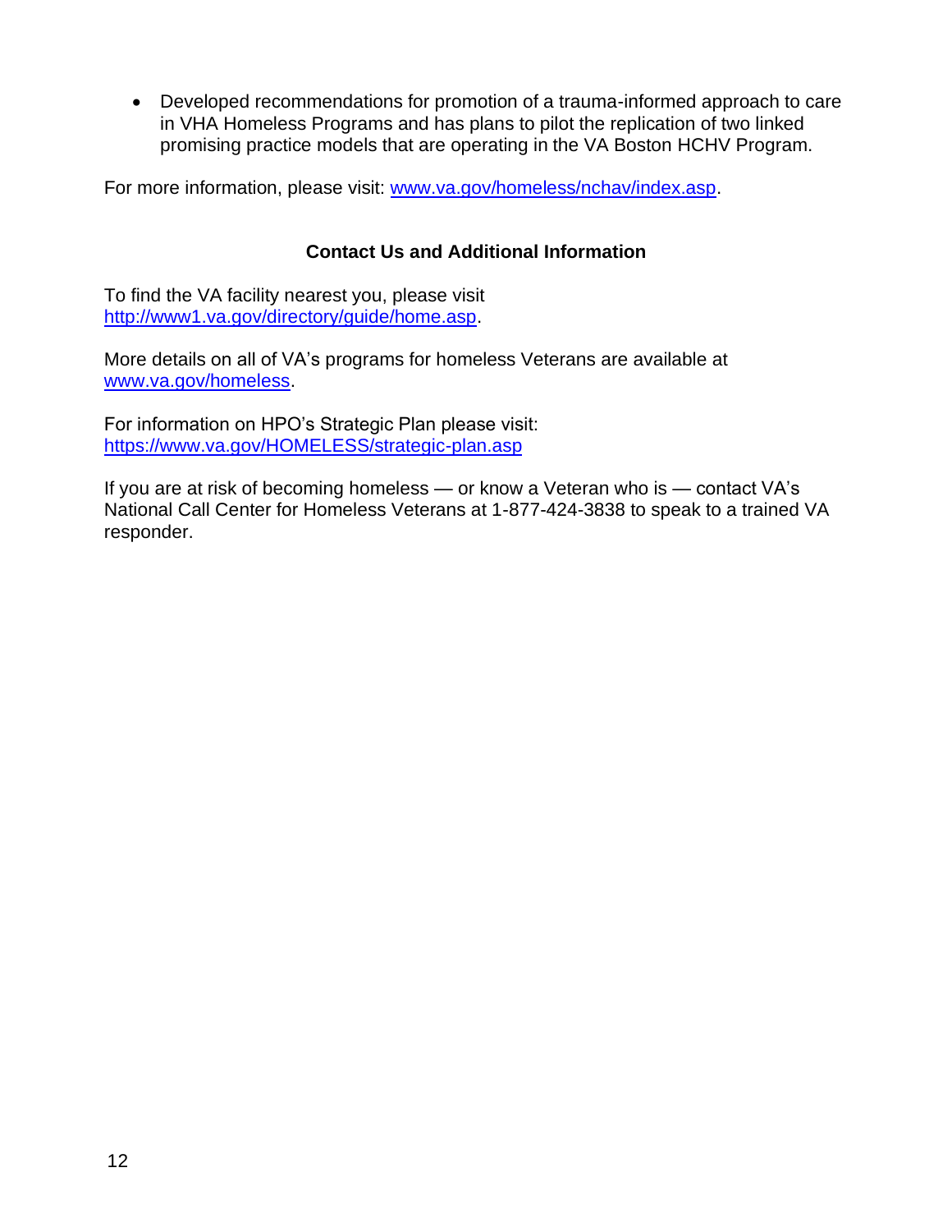- Developed recommendations for promotion of a trauma-informed approach to care in VHA Homeless Programs and has plans to pilot the replication of two linked promising practice models that are operating in the VA Boston HCHV Program.

For more information, please visit: [www.va.gov/homeless/nchav/index.asp](www.va.gov/homeless/nchav/index.asp).

## Contact Us and Additional Information

To find the VA facility nearest you, please visit [http://www1.va.gov/directory/guide/home.asp](http://www1.va.gov/directory/guide/home.asp).

More details on all of VA's programs for homeless Veterans are available at [www.va.gov/homeless](www.va.gov/homeless).

For information on HPO's Strategic Plan please visit: [https://www.va.gov/HOMELESS/strategic-plan.asp](https://www.va.gov/HOMELESS/strategic-plan.asp)

If you are at risk of becoming homeless — or know a Veteran who is — contact VA's National Call Center for Homeless Veterans at 1-877-424-3838 to speak to a trained VA responder.